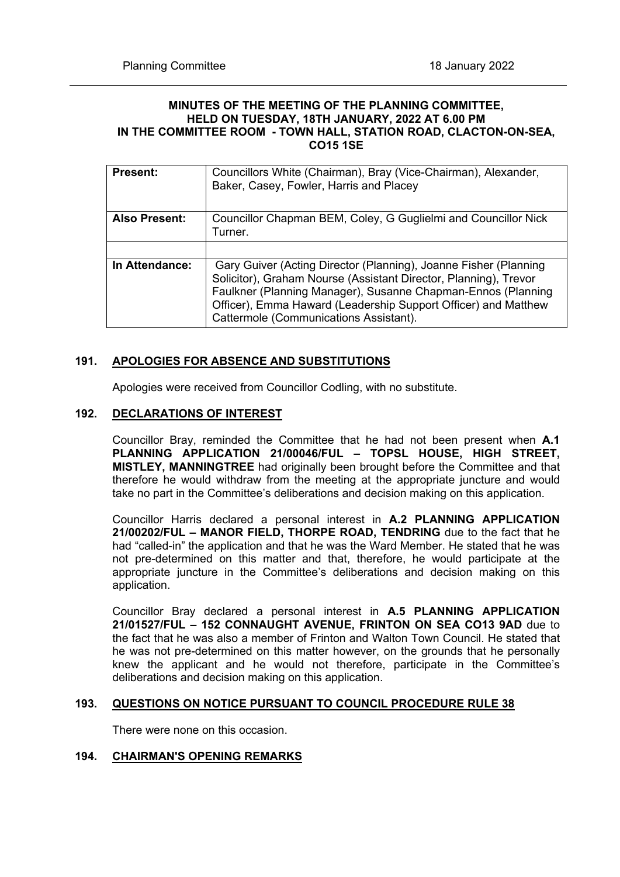## MINUTES OF THE MEETING OF THE PLANNING COMMITTEE, HELD ON TUESDAY, 18TH JANUARY, 2022 AT 6.00 PM IN THE COMMITTEE ROOM - TOWN HALL, STATION ROAD, CLACTON-ON-SEA, CO15 1SE

| | |
|---|---|
| **Present:** | Councillors White (Chairman), Bray (Vice-Chairman), Alexander, Baker, Casey, Fowler, Harris and Placey |
| **Also Present:** | Councillor Chapman BEM, Coley, G Guglielmi and Councillor Nick Turner. |
| | |
| **In Attendance:** | Gary Guiver (Acting Director (Planning), Joanne Fisher (Planning Solicitor), Graham Nourse (Assistant Director, Planning), Trevor Faulkner (Planning Manager), Susanne Chapman-Ennos (Planning Officer), Emma Haward (Leadership Support Officer) and Matthew Cattermole (Communications Assistant). |

### 191. APOLOGIES FOR ABSENCE AND SUBSTITUTIONS

Apologies were received from Councillor Codling, with no substitute.

### 192. DECLARATIONS OF INTEREST

Councillor Bray, reminded the Committee that he had not been present when **A.1 PLANNING APPLICATION 21/00046/FUL – TOPSL HOUSE, HIGH STREET, MISTLEY, MANNINGTREE** had originally been brought before the Committee and that therefore he would withdraw from the meeting at the appropriate juncture and would take no part in the Committee's deliberations and decision making on this application.

Councillor Harris declared a personal interest in **A.2 PLANNING APPLICATION 21/00202/FUL – MANOR FIELD, THORPE ROAD, TENDRING** due to the fact that he had "called-in" the application and that he was the Ward Member. He stated that he was not pre-determined on this matter and that, therefore, he would participate at the appropriate juncture in the Committee's deliberations and decision making on this application.

Councillor Bray declared a personal interest in **A.5 PLANNING APPLICATION 21/01527/FUL – 152 CONNAUGHT AVENUE, FRINTON ON SEA CO13 9AD** due to the fact that he was also a member of Frinton and Walton Town Council. He stated that he was not pre-determined on this matter however, on the grounds that he personally knew the applicant and he would not therefore, participate in the Committee's deliberations and decision making on this application.

### 193. QUESTIONS ON NOTICE PURSUANT TO COUNCIL PROCEDURE RULE 38

There were none on this occasion.

### 194. CHAIRMAN'S OPENING REMARKS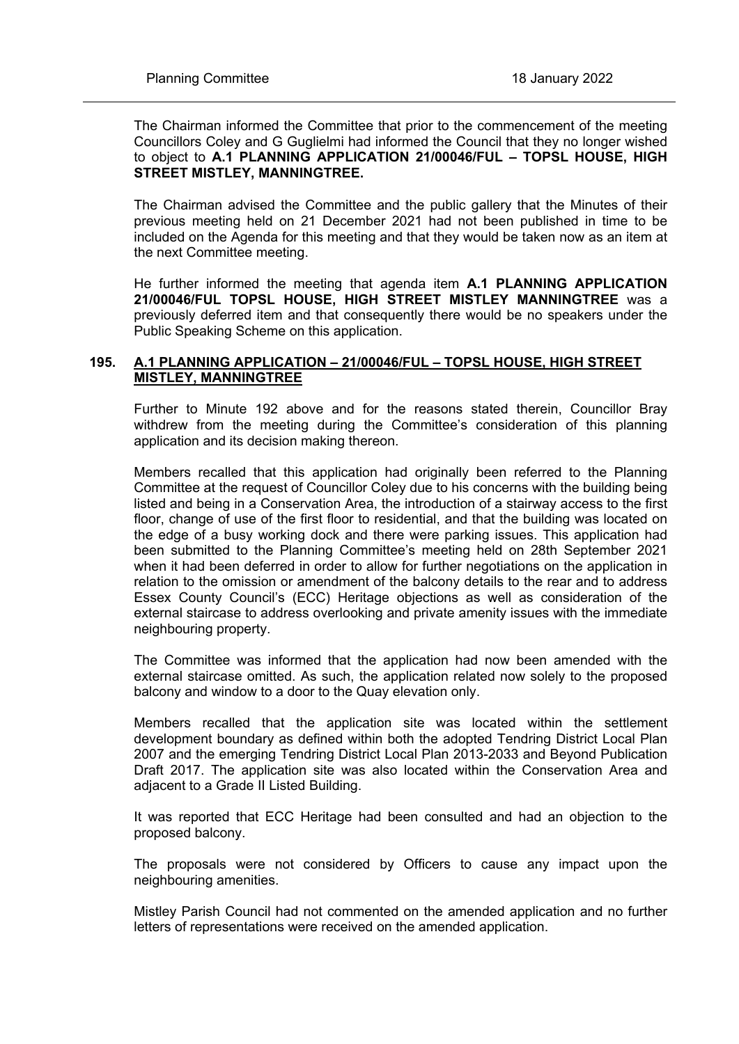The Chairman informed the Committee that prior to the commencement of the meeting Councillors Coley and G Guglielmi had informed the Council that they no longer wished to object to **A.1 PLANNING APPLICATION 21/00046/FUL – TOPSL HOUSE, HIGH STREET MISTLEY, MANNINGTREE.**

The Chairman advised the Committee and the public gallery that the Minutes of their previous meeting held on 21 December 2021 had not been published in time to be included on the Agenda for this meeting and that they would be taken now as an item at the next Committee meeting.

He further informed the meeting that agenda item **A.1 PLANNING APPLICATION 21/00046/FUL TOPSL HOUSE, HIGH STREET MISTLEY MANNINGTREE** was a previously deferred item and that consequently there would be no speakers under the Public Speaking Scheme on this application.

## 195. A.1 PLANNING APPLICATION – 21/00046/FUL – TOPSL HOUSE, HIGH STREET MISTLEY, MANNINGTREE

Further to Minute 192 above and for the reasons stated therein, Councillor Bray withdrew from the meeting during the Committee's consideration of this planning application and its decision making thereon.

Members recalled that this application had originally been referred to the Planning Committee at the request of Councillor Coley due to his concerns with the building being listed and being in a Conservation Area, the introduction of a stairway access to the first floor, change of use of the first floor to residential, and that the building was located on the edge of a busy working dock and there were parking issues. This application had been submitted to the Planning Committee's meeting held on 28th September 2021 when it had been deferred in order to allow for further negotiations on the application in relation to the omission or amendment of the balcony details to the rear and to address Essex County Council's (ECC) Heritage objections as well as consideration of the external staircase to address overlooking and private amenity issues with the immediate neighbouring property.

The Committee was informed that the application had now been amended with the external staircase omitted. As such, the application related now solely to the proposed balcony and window to a door to the Quay elevation only.

Members recalled that the application site was located within the settlement development boundary as defined within both the adopted Tendring District Local Plan 2007 and the emerging Tendring District Local Plan 2013-2033 and Beyond Publication Draft 2017. The application site was also located within the Conservation Area and adjacent to a Grade II Listed Building.

It was reported that ECC Heritage had been consulted and had an objection to the proposed balcony.

The proposals were not considered by Officers to cause any impact upon the neighbouring amenities.

Mistley Parish Council had not commented on the amended application and no further letters of representations were received on the amended application.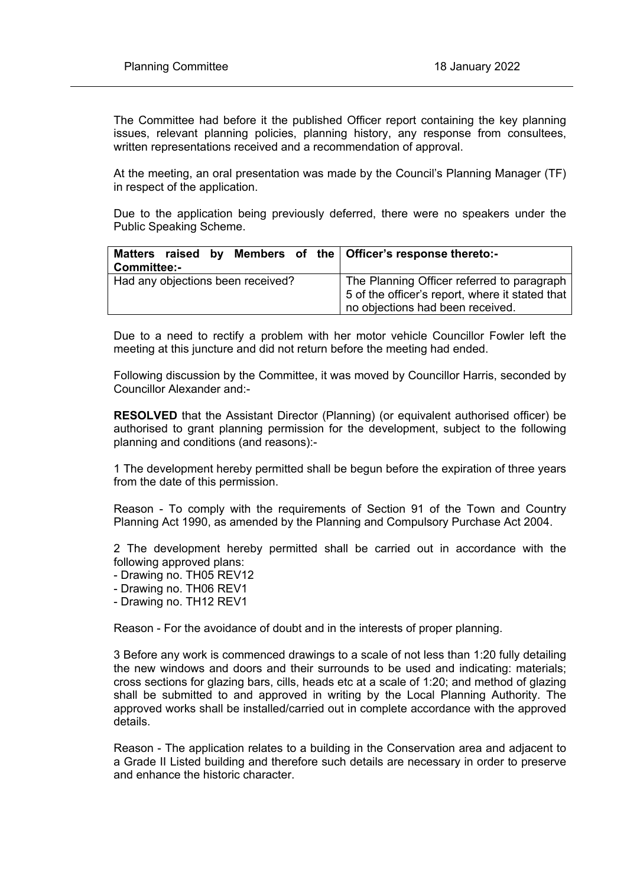The Committee had before it the published Officer report containing the key planning issues, relevant planning policies, planning history, any response from consultees, written representations received and a recommendation of approval.

At the meeting, an oral presentation was made by the Council's Planning Manager (TF) in respect of the application.

Due to the application being previously deferred, there were no speakers under the Public Speaking Scheme.

| Matters raised by Members of the Committee:- | Officer's response thereto:- |
|---|---|
| Had any objections been received? | The Planning Officer referred to paragraph 5 of the officer's report, where it stated that no objections had been received. |

Due to a need to rectify a problem with her motor vehicle Councillor Fowler left the meeting at this juncture and did not return before the meeting had ended.

Following discussion by the Committee, it was moved by Councillor Harris, seconded by Councillor Alexander and:-

**RESOLVED** that the Assistant Director (Planning) (or equivalent authorised officer) be authorised to grant planning permission for the development, subject to the following planning and conditions (and reasons):-

1 The development hereby permitted shall be begun before the expiration of three years from the date of this permission.

Reason - To comply with the requirements of Section 91 of the Town and Country Planning Act 1990, as amended by the Planning and Compulsory Purchase Act 2004.

2 The development hereby permitted shall be carried out in accordance with the following approved plans:
- Drawing no. TH05 REV12
- Drawing no. TH06 REV1
- Drawing no. TH12 REV1

Reason - For the avoidance of doubt and in the interests of proper planning.

3 Before any work is commenced drawings to a scale of not less than 1:20 fully detailing the new windows and doors and their surrounds to be used and indicating: materials; cross sections for glazing bars, cills, heads etc at a scale of 1:20; and method of glazing shall be submitted to and approved in writing by the Local Planning Authority. The approved works shall be installed/carried out in complete accordance with the approved details.

Reason - The application relates to a building in the Conservation area and adjacent to a Grade II Listed building and therefore such details are necessary in order to preserve and enhance the historic character.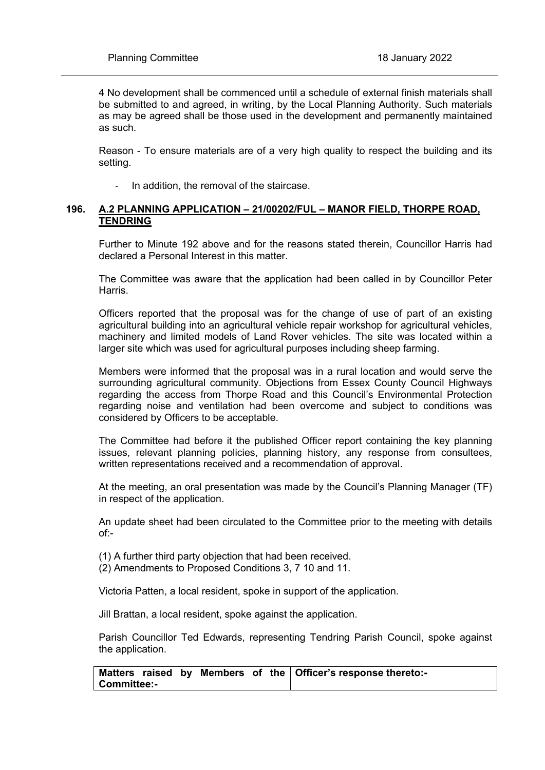4 No development shall be commenced until a schedule of external finish materials shall be submitted to and agreed, in writing, by the Local Planning Authority. Such materials as may be agreed shall be those used in the development and permanently maintained as such.

Reason - To ensure materials are of a very high quality to respect the building and its setting.

- In addition, the removal of the staircase.

## 196. A.2 PLANNING APPLICATION – 21/00202/FUL – MANOR FIELD, THORPE ROAD, TENDRING

Further to Minute 192 above and for the reasons stated therein, Councillor Harris had declared a Personal Interest in this matter.

The Committee was aware that the application had been called in by Councillor Peter Harris.

Officers reported that the proposal was for the change of use of part of an existing agricultural building into an agricultural vehicle repair workshop for agricultural vehicles, machinery and limited models of Land Rover vehicles. The site was located within a larger site which was used for agricultural purposes including sheep farming.

Members were informed that the proposal was in a rural location and would serve the surrounding agricultural community. Objections from Essex County Council Highways regarding the access from Thorpe Road and this Council's Environmental Protection regarding noise and ventilation had been overcome and subject to conditions was considered by Officers to be acceptable.

The Committee had before it the published Officer report containing the key planning issues, relevant planning policies, planning history, any response from consultees, written representations received and a recommendation of approval.

At the meeting, an oral presentation was made by the Council's Planning Manager (TF) in respect of the application.

An update sheet had been circulated to the Committee prior to the meeting with details of:-

(1) A further third party objection that had been received.
(2) Amendments to Proposed Conditions 3, 7 10 and 11.

Victoria Patten, a local resident, spoke in support of the application.

Jill Brattan, a local resident, spoke against the application.

Parish Councillor Ted Edwards, representing Tendring Parish Council, spoke against the application.

| Matters raised by Members of the Committee:- | Officer's response thereto:- |
|---|---|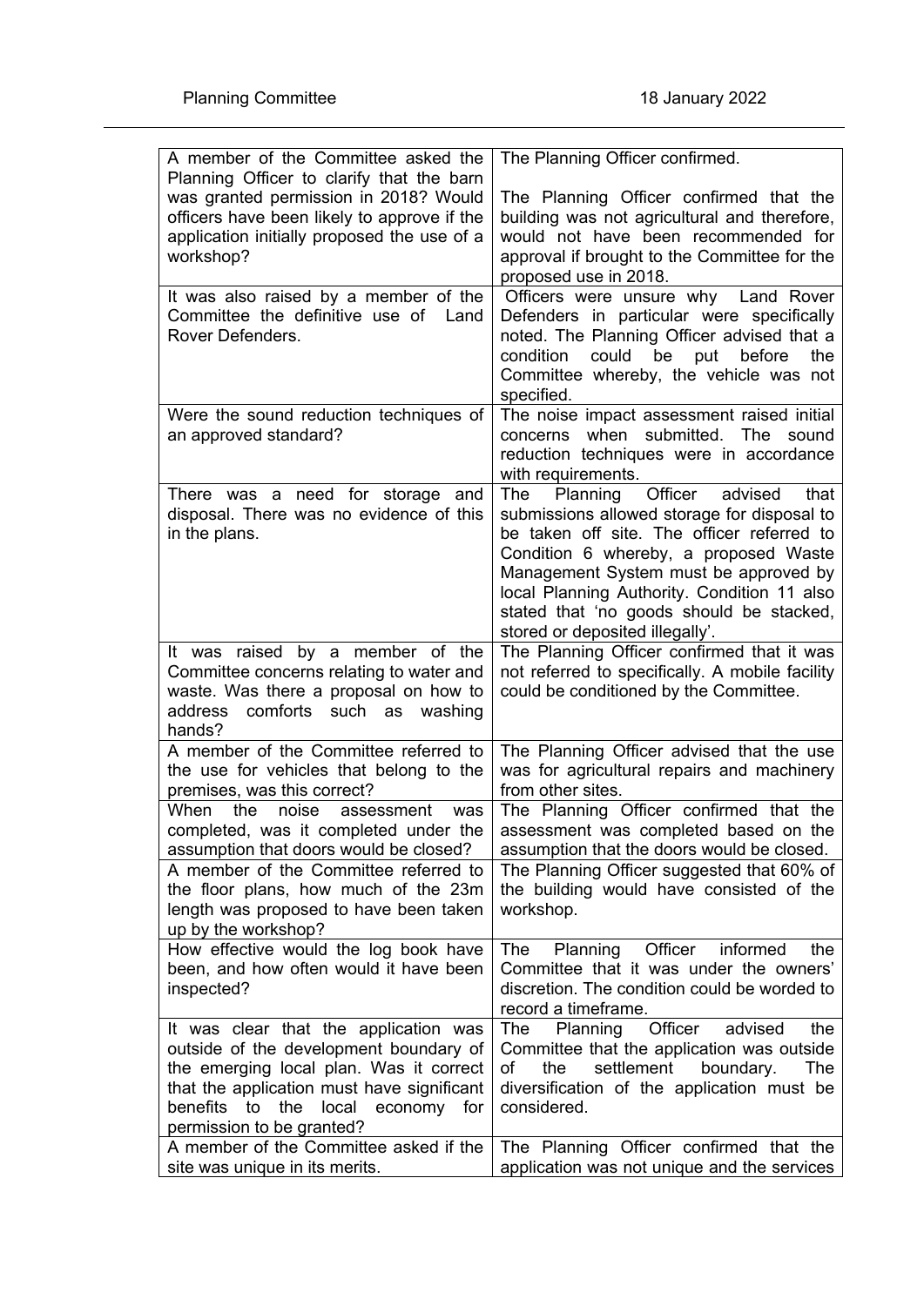| | |
|---|---|
| A member of the Committee asked the Planning Officer to clarify that the barn was granted permission in 2018? Would officers have been likely to approve if the application initially proposed the use of a workshop? | The Planning Officer confirmed.<br><br>The Planning Officer confirmed that the building was not agricultural and therefore, would not have been recommended for approval if brought to the Committee for the proposed use in 2018. |
| It was also raised by a member of the Committee the definitive use of Land Rover Defenders. | Officers were unsure why Land Rover Defenders in particular were specifically noted. The Planning Officer advised that a condition could be put before the Committee whereby, the vehicle was not specified. |
| Were the sound reduction techniques of an approved standard? | The noise impact assessment raised initial concerns when submitted. The sound reduction techniques were in accordance with requirements. |
| There was a need for storage and disposal. There was no evidence of this in the plans. | The Planning Officer advised that submissions allowed storage for disposal to be taken off site. The officer referred to Condition 6 whereby, a proposed Waste Management System must be approved by local Planning Authority. Condition 11 also stated that 'no goods should be stacked, stored or deposited illegally'. |
| It was raised by a member of the Committee concerns relating to water and waste. Was there a proposal on how to address comforts such as washing hands? | The Planning Officer confirmed that it was not referred to specifically. A mobile facility could be conditioned by the Committee. |
| A member of the Committee referred to the use for vehicles that belong to the premises, was this correct? | The Planning Officer advised that the use was for agricultural repairs and machinery from other sites. |
| When the noise assessment was completed, was it completed under the assumption that doors would be closed? | The Planning Officer confirmed that the assessment was completed based on the assumption that the doors would be closed. |
| A member of the Committee referred to the floor plans, how much of the 23m length was proposed to have been taken up by the workshop? | The Planning Officer suggested that 60% of the building would have consisted of the workshop. |
| How effective would the log book have been, and how often would it have been inspected? | The Planning Officer informed the Committee that it was under the owners' discretion. The condition could be worded to record a timeframe. |
| It was clear that the application was outside of the development boundary of the emerging local plan. Was it correct that the application must have significant benefits to the local economy for permission to be granted? | The Planning Officer advised the Committee that the application was outside of the settlement boundary. The diversification of the application must be considered. |
| A member of the Committee asked if the site was unique in its merits. | The Planning Officer confirmed that the application was not unique and the services |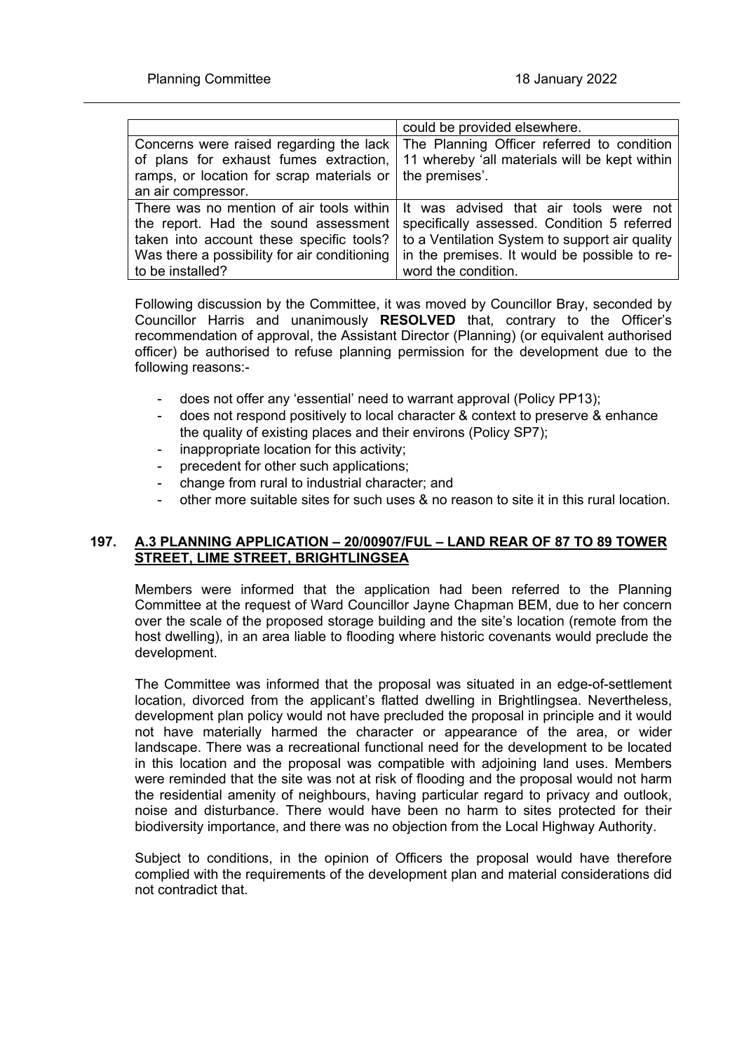| | could be provided elsewhere. |
|---|---|
| Concerns were raised regarding the lack of plans for exhaust fumes extraction, ramps, or location for scrap materials or an air compressor. | The Planning Officer referred to condition 11 whereby 'all materials will be kept within the premises'. |
| There was no mention of air tools within the report. Had the sound assessment taken into account these specific tools? Was there a possibility for air conditioning to be installed? | It was advised that air tools were not specifically assessed. Condition 5 referred to a Ventilation System to support air quality in the premises. It would be possible to re-word the condition. |

Following discussion by the Committee, it was moved by Councillor Bray, seconded by Councillor Harris and unanimously **RESOLVED** that, contrary to the Officer's recommendation of approval, the Assistant Director (Planning) (or equivalent authorised officer) be authorised to refuse planning permission for the development due to the following reasons:-

- does not offer any 'essential' need to warrant approval (Policy PP13);
- does not respond positively to local character & context to preserve & enhance the quality of existing places and their environs (Policy SP7);
- inappropriate location for this activity;
- precedent for other such applications;
- change from rural to industrial character; and
- other more suitable sites for such uses & no reason to site it in this rural location.

## 197. A.3 PLANNING APPLICATION – 20/00907/FUL – LAND REAR OF 87 TO 89 TOWER STREET, LIME STREET, BRIGHTLINGSEA

Members were informed that the application had been referred to the Planning Committee at the request of Ward Councillor Jayne Chapman BEM, due to her concern over the scale of the proposed storage building and the site's location (remote from the host dwelling), in an area liable to flooding where historic covenants would preclude the development.

The Committee was informed that the proposal was situated in an edge-of-settlement location, divorced from the applicant's flatted dwelling in Brightlingsea. Nevertheless, development plan policy would not have precluded the proposal in principle and it would not have materially harmed the character or appearance of the area, or wider landscape. There was a recreational functional need for the development to be located in this location and the proposal was compatible with adjoining land uses. Members were reminded that the site was not at risk of flooding and the proposal would not harm the residential amenity of neighbours, having particular regard to privacy and outlook, noise and disturbance. There would have been no harm to sites protected for their biodiversity importance, and there was no objection from the Local Highway Authority.

Subject to conditions, in the opinion of Officers the proposal would have therefore complied with the requirements of the development plan and material considerations did not contradict that.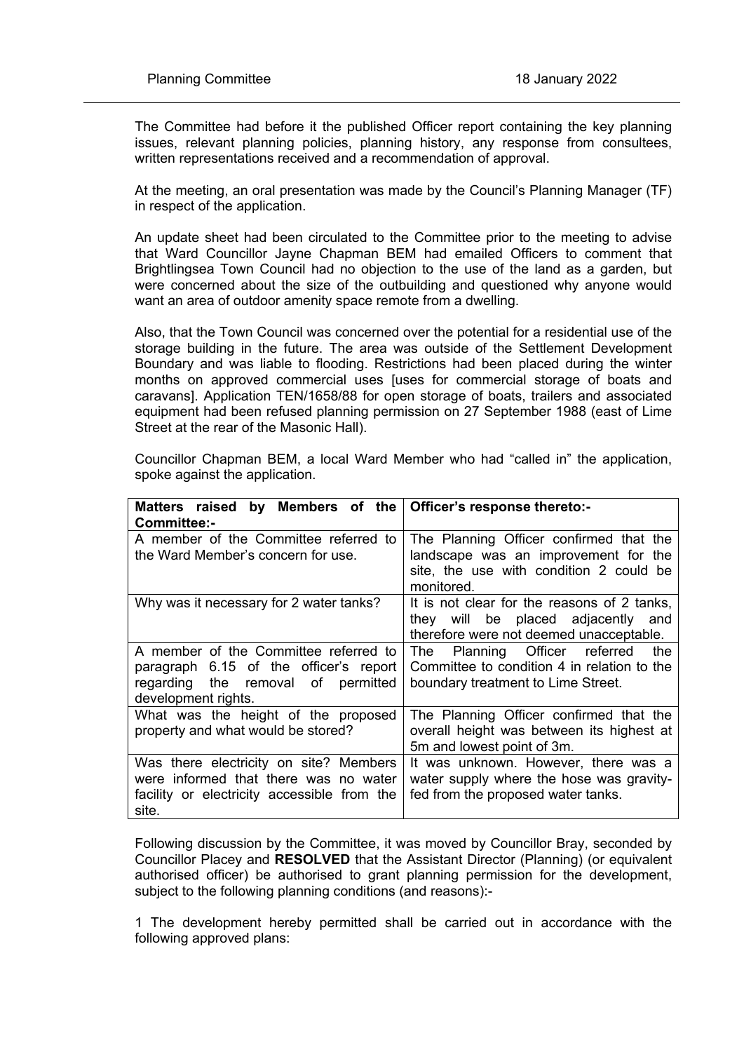The Committee had before it the published Officer report containing the key planning issues, relevant planning policies, planning history, any response from consultees, written representations received and a recommendation of approval.

At the meeting, an oral presentation was made by the Council's Planning Manager (TF) in respect of the application.

An update sheet had been circulated to the Committee prior to the meeting to advise that Ward Councillor Jayne Chapman BEM had emailed Officers to comment that Brightlingsea Town Council had no objection to the use of the land as a garden, but were concerned about the size of the outbuilding and questioned why anyone would want an area of outdoor amenity space remote from a dwelling.

Also, that the Town Council was concerned over the potential for a residential use of the storage building in the future. The area was outside of the Settlement Development Boundary and was liable to flooding. Restrictions had been placed during the winter months on approved commercial uses [uses for commercial storage of boats and caravans]. Application TEN/1658/88 for open storage of boats, trailers and associated equipment had been refused planning permission on 27 September 1988 (east of Lime Street at the rear of the Masonic Hall).

Councillor Chapman BEM, a local Ward Member who had "called in" the application, spoke against the application.

| Matters raised by Members of the Committee:- | Officer's response thereto:- |
|---|---|
| A member of the Committee referred to the Ward Member's concern for use. | The Planning Officer confirmed that the landscape was an improvement for the site, the use with condition 2 could be monitored. |
| Why was it necessary for 2 water tanks? | It is not clear for the reasons of 2 tanks, they will be placed adjacently and therefore were not deemed unacceptable. |
| A member of the Committee referred to paragraph 6.15 of the officer's report regarding the removal of permitted development rights. | The Planning Officer referred the Committee to condition 4 in relation to the boundary treatment to Lime Street. |
| What was the height of the proposed property and what would be stored? | The Planning Officer confirmed that the overall height was between its highest at 5m and lowest point of 3m. |
| Was there electricity on site? Members were informed that there was no water facility or electricity accessible from the site. | It was unknown. However, there was a water supply where the hose was gravity-fed from the proposed water tanks. |

Following discussion by the Committee, it was moved by Councillor Bray, seconded by Councillor Placey and **RESOLVED** that the Assistant Director (Planning) (or equivalent authorised officer) be authorised to grant planning permission for the development, subject to the following planning conditions (and reasons):-

1 The development hereby permitted shall be carried out in accordance with the following approved plans: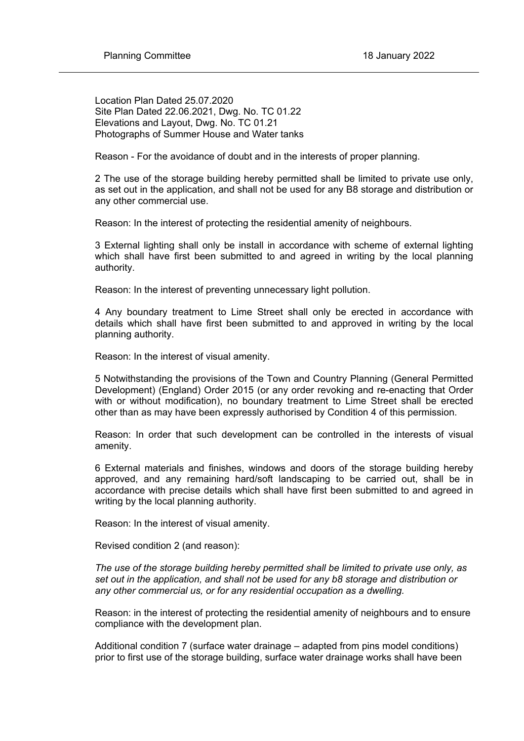Location Plan Dated 25.07.2020
Site Plan Dated 22.06.2021, Dwg. No. TC 01.22
Elevations and Layout, Dwg. No. TC 01.21
Photographs of Summer House and Water tanks

Reason - For the avoidance of doubt and in the interests of proper planning.

2 The use of the storage building hereby permitted shall be limited to private use only, as set out in the application, and shall not be used for any B8 storage and distribution or any other commercial use.

Reason: In the interest of protecting the residential amenity of neighbours.

3 External lighting shall only be install in accordance with scheme of external lighting which shall have first been submitted to and agreed in writing by the local planning authority.

Reason: In the interest of preventing unnecessary light pollution.

4 Any boundary treatment to Lime Street shall only be erected in accordance with details which shall have first been submitted to and approved in writing by the local planning authority.

Reason: In the interest of visual amenity.

5 Notwithstanding the provisions of the Town and Country Planning (General Permitted Development) (England) Order 2015 (or any order revoking and re-enacting that Order with or without modification), no boundary treatment to Lime Street shall be erected other than as may have been expressly authorised by Condition 4 of this permission.

Reason: In order that such development can be controlled in the interests of visual amenity.

6 External materials and finishes, windows and doors of the storage building hereby approved, and any remaining hard/soft landscaping to be carried out, shall be in accordance with precise details which shall have first been submitted to and agreed in writing by the local planning authority.

Reason: In the interest of visual amenity.

Revised condition 2 (and reason):

*The use of the storage building hereby permitted shall be limited to private use only, as set out in the application, and shall not be used for any b8 storage and distribution or any other commercial us, or for any residential occupation as a dwelling.*

Reason: in the interest of protecting the residential amenity of neighbours and to ensure compliance with the development plan.

Additional condition 7 (surface water drainage – adapted from pins model conditions) prior to first use of the storage building, surface water drainage works shall have been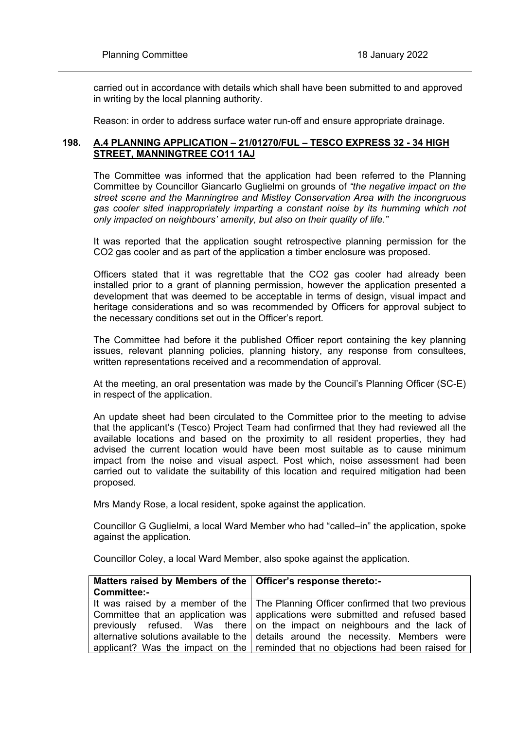carried out in accordance with details which shall have been submitted to and approved in writing by the local planning authority.

Reason: in order to address surface water run-off and ensure appropriate drainage.

## 198. A.4 PLANNING APPLICATION – 21/01270/FUL – TESCO EXPRESS 32 - 34 HIGH STREET, MANNINGTREE CO11 1AJ

The Committee was informed that the application had been referred to the Planning Committee by Councillor Giancarlo Guglielmi on grounds of *"the negative impact on the street scene and the Manningtree and Mistley Conservation Area with the incongruous gas cooler sited inappropriately imparting a constant noise by its humming which not only impacted on neighbours' amenity, but also on their quality of life."*

It was reported that the application sought retrospective planning permission for the CO2 gas cooler and as part of the application a timber enclosure was proposed.

Officers stated that it was regrettable that the CO2 gas cooler had already been installed prior to a grant of planning permission, however the application presented a development that was deemed to be acceptable in terms of design, visual impact and heritage considerations and so was recommended by Officers for approval subject to the necessary conditions set out in the Officer's report.

The Committee had before it the published Officer report containing the key planning issues, relevant planning policies, planning history, any response from consultees, written representations received and a recommendation of approval.

At the meeting, an oral presentation was made by the Council's Planning Officer (SC-E) in respect of the application.

An update sheet had been circulated to the Committee prior to the meeting to advise that the applicant's (Tesco) Project Team had confirmed that they had reviewed all the available locations and based on the proximity to all resident properties, they had advised the current location would have been most suitable as to cause minimum impact from the noise and visual aspect. Post which, noise assessment had been carried out to validate the suitability of this location and required mitigation had been proposed.

Mrs Mandy Rose, a local resident, spoke against the application.

Councillor G Guglielmi, a local Ward Member who had "called–in" the application, spoke against the application.

Councillor Coley, a local Ward Member, also spoke against the application.

| Matters raised by Members of the Committee:- | Officer's response thereto:- |
|---|---|
| It was raised by a member of the Committee that an application was previously refused. Was there alternative solutions available to the applicant? Was the impact on the | The Planning Officer confirmed that two previous applications were submitted and refused based on the impact on neighbours and the lack of details around the necessity. Members were reminded that no objections had been raised for |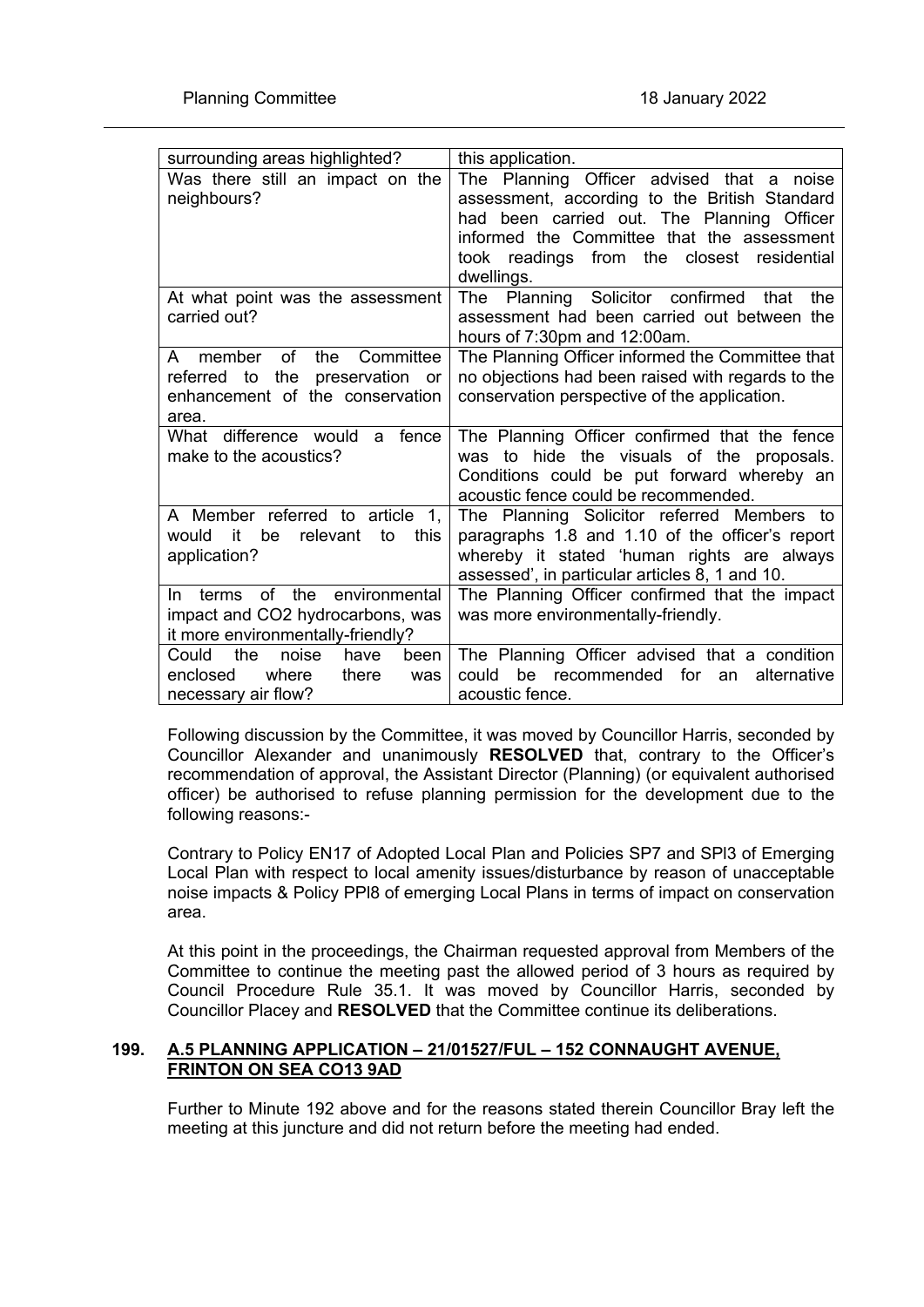| | |
|---|---|
| surrounding areas highlighted? | this application. |
| Was there still an impact on the neighbours? | The Planning Officer advised that a noise assessment, according to the British Standard had been carried out. The Planning Officer informed the Committee that the assessment took readings from the closest residential dwellings. |
| At what point was the assessment carried out? | The Planning Solicitor confirmed that the assessment had been carried out between the hours of 7:30pm and 12:00am. |
| A member of the Committee referred to the preservation or enhancement of the conservation area. | The Planning Officer informed the Committee that no objections had been raised with regards to the conservation perspective of the application. |
| What difference would a fence make to the acoustics? | The Planning Officer confirmed that the fence was to hide the visuals of the proposals. Conditions could be put forward whereby an acoustic fence could be recommended. |
| A Member referred to article 1, would it be relevant to this application? | The Planning Solicitor referred Members to paragraphs 1.8 and 1.10 of the officer's report whereby it stated 'human rights are always assessed', in particular articles 8, 1 and 10. |
| In terms of the environmental impact and CO2 hydrocarbons, was it more environmentally-friendly? | The Planning Officer confirmed that the impact was more environmentally-friendly. |
| Could the noise have been enclosed where there was necessary air flow? | The Planning Officer advised that a condition could be recommended for an alternative acoustic fence. |

Following discussion by the Committee, it was moved by Councillor Harris, seconded by Councillor Alexander and unanimously **RESOLVED** that, contrary to the Officer's recommendation of approval, the Assistant Director (Planning) (or equivalent authorised officer) be authorised to refuse planning permission for the development due to the following reasons:-

Contrary to Policy EN17 of Adopted Local Plan and Policies SP7 and SPl3 of Emerging Local Plan with respect to local amenity issues/disturbance by reason of unacceptable noise impacts & Policy PPl8 of emerging Local Plans in terms of impact on conservation area.

At this point in the proceedings, the Chairman requested approval from Members of the Committee to continue the meeting past the allowed period of 3 hours as required by Council Procedure Rule 35.1. It was moved by Councillor Harris, seconded by Councillor Placey and **RESOLVED** that the Committee continue its deliberations.

## 199. A.5 PLANNING APPLICATION – 21/01527/FUL – 152 CONNAUGHT AVENUE, FRINTON ON SEA CO13 9AD

Further to Minute 192 above and for the reasons stated therein Councillor Bray left the meeting at this juncture and did not return before the meeting had ended.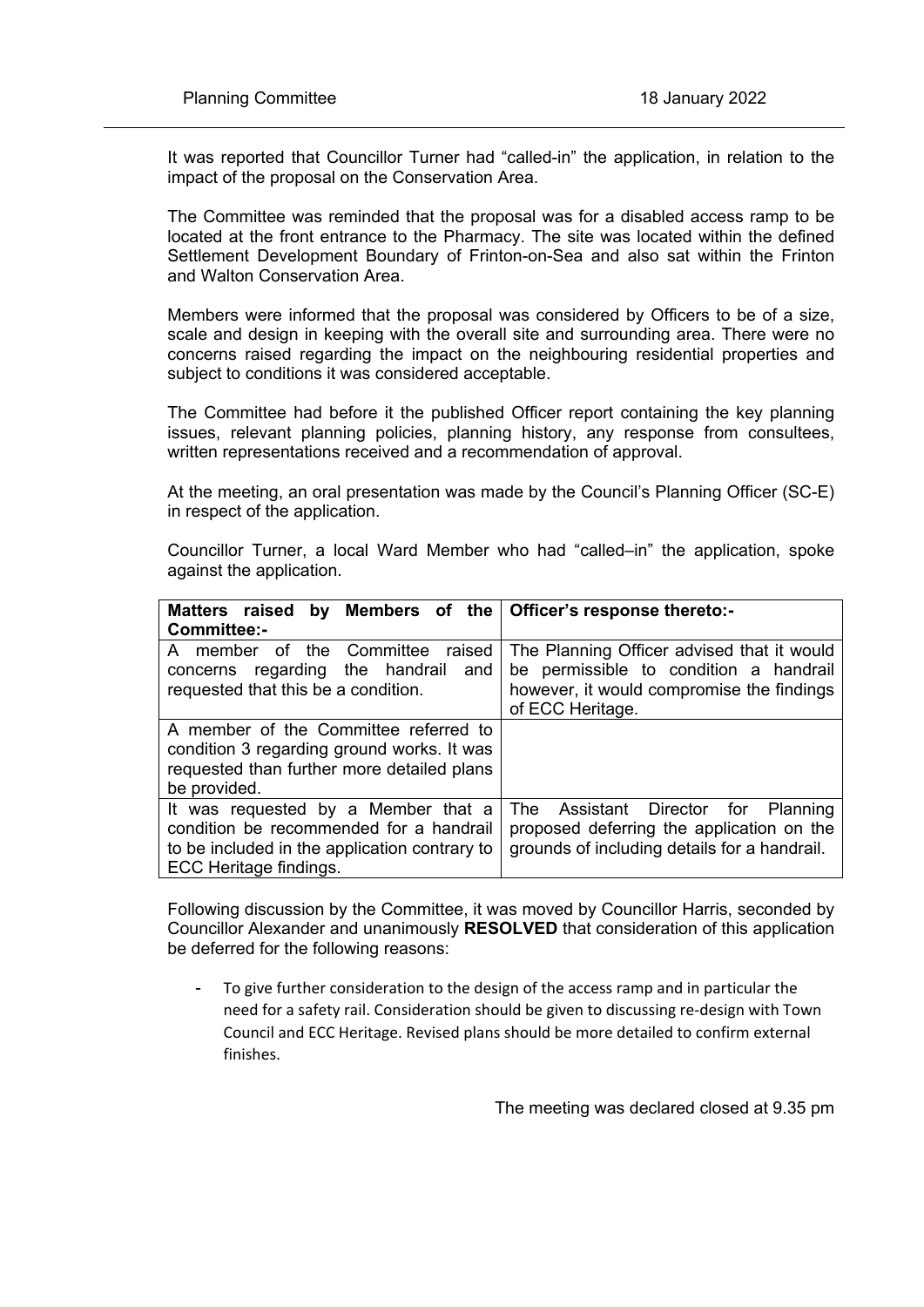It was reported that Councillor Turner had "called-in" the application, in relation to the impact of the proposal on the Conservation Area.

The Committee was reminded that the proposal was for a disabled access ramp to be located at the front entrance to the Pharmacy. The site was located within the defined Settlement Development Boundary of Frinton-on-Sea and also sat within the Frinton and Walton Conservation Area.

Members were informed that the proposal was considered by Officers to be of a size, scale and design in keeping with the overall site and surrounding area. There were no concerns raised regarding the impact on the neighbouring residential properties and subject to conditions it was considered acceptable.

The Committee had before it the published Officer report containing the key planning issues, relevant planning policies, planning history, any response from consultees, written representations received and a recommendation of approval.

At the meeting, an oral presentation was made by the Council's Planning Officer (SC-E) in respect of the application.

Councillor Turner, a local Ward Member who had "called–in" the application, spoke against the application.

| Matters raised by Members of the Committee:- | Officer's response thereto:- |
| --- | --- |
| A member of the Committee raised concerns regarding the handrail and requested that this be a condition. | The Planning Officer advised that it would be permissible to condition a handrail however, it would compromise the findings of ECC Heritage. |
| A member of the Committee referred to condition 3 regarding ground works. It was requested than further more detailed plans be provided. | |
| It was requested by a Member that a condition be recommended for a handrail to be included in the application contrary to ECC Heritage findings. | The Assistant Director for Planning proposed deferring the application on the grounds of including details for a handrail. |

Following discussion by the Committee, it was moved by Councillor Harris, seconded by Councillor Alexander and unanimously **RESOLVED** that consideration of this application be deferred for the following reasons:

- To give further consideration to the design of the access ramp and in particular the need for a safety rail. Consideration should be given to discussing re-design with Town Council and ECC Heritage. Revised plans should be more detailed to confirm external finishes.

The meeting was declared closed at 9.35 pm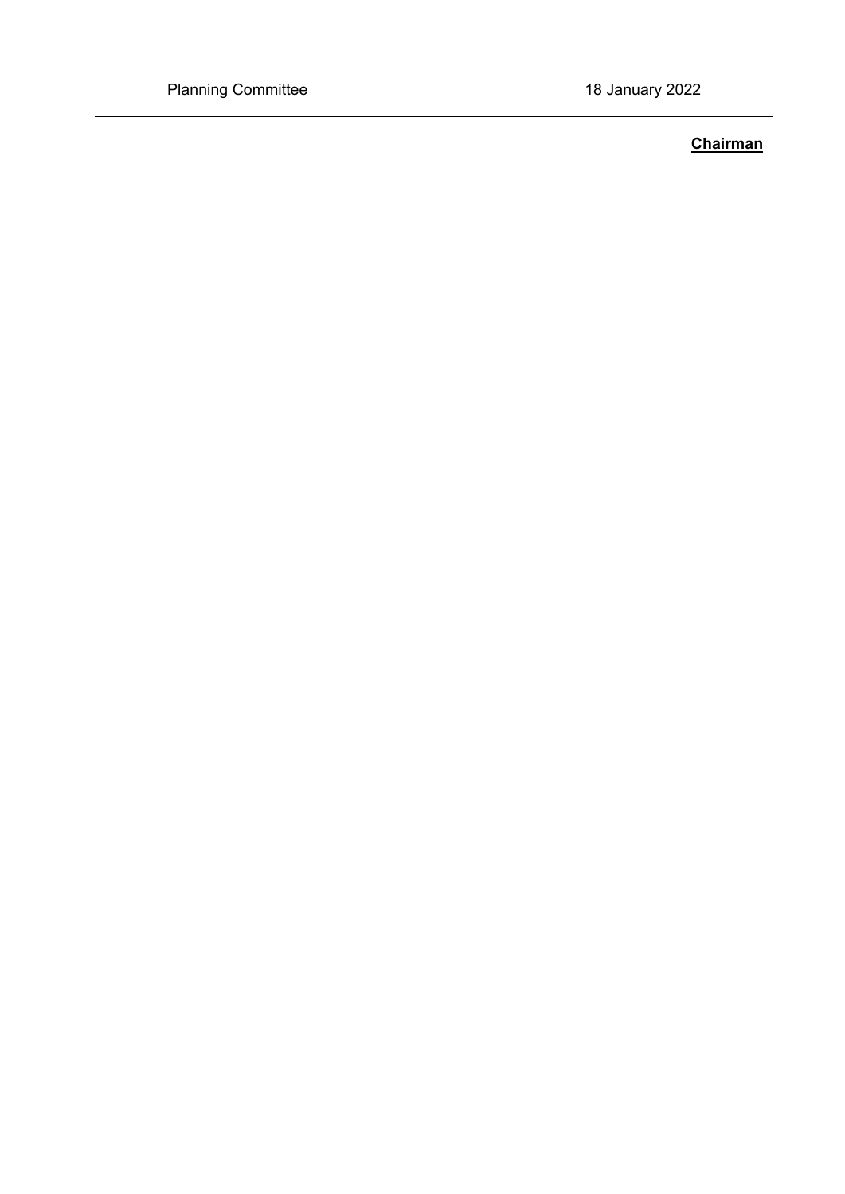**Chairman**